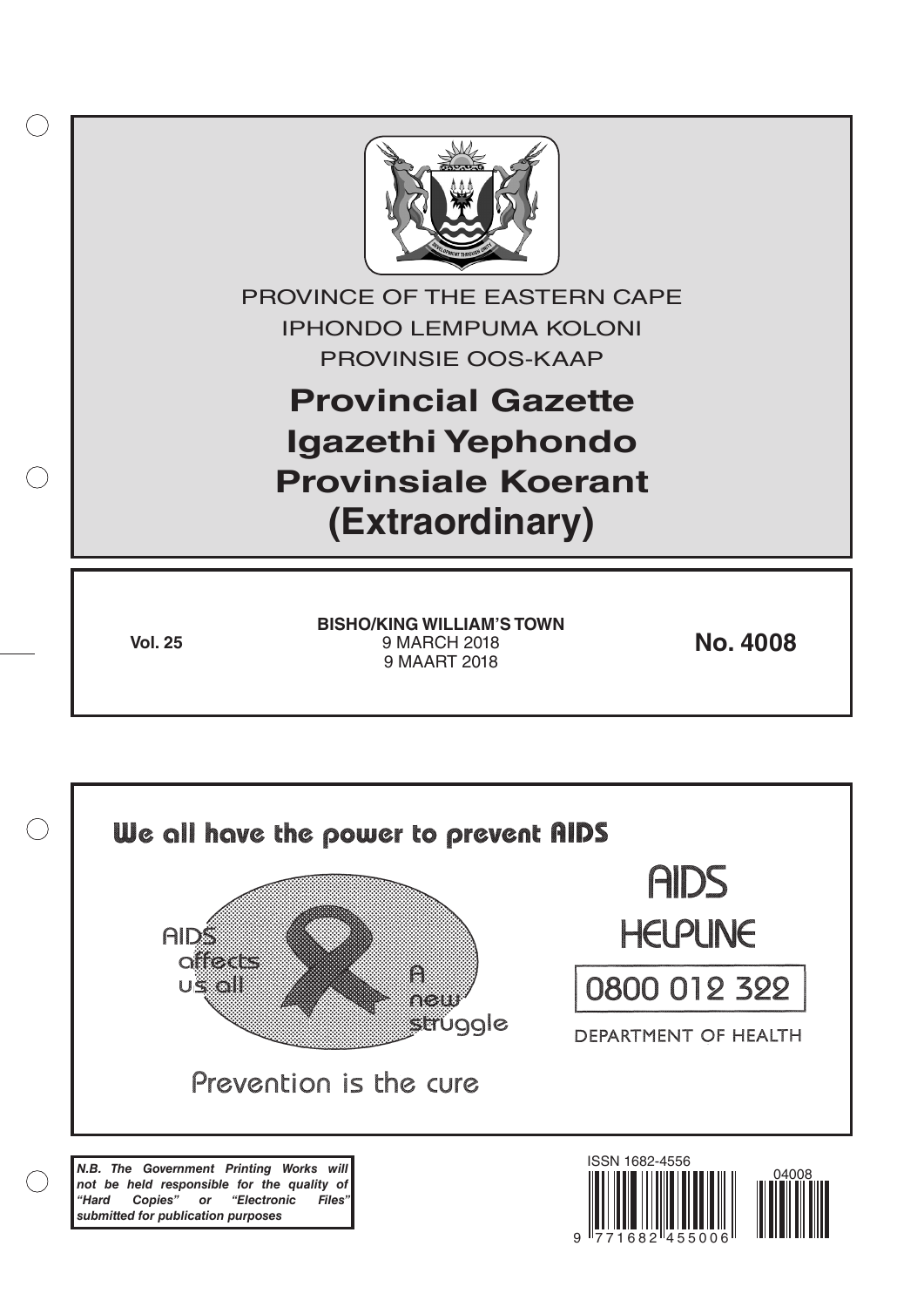PROVINCE OF THE EASTERN CAPE

IPHONDO LEMPUMA KOLONI

PROVINSIE OOS-KAAP

# Provincial Gazette
# Igazethi Yephondo
# Provinsiale Koerant
# (Extraordinary)

**Vol. 25**

**BISHO/KING WILLIAM'S TOWN**
9 MARCH 2018
9 MAART 2018

**No. 4008**

We all have the power to prevent AIDS

AIDS affects us all

A new struggle

Prevention is the cure

AIDS HELPLINE

0800 012 322

DEPARTMENT OF HEALTH

***N.B. The Government Printing Works will not be held responsible for the quality of "Hard Copies" or "Electronic Files" submitted for publication purposes***

ISSN 1682-4556

9 771682 455006

04008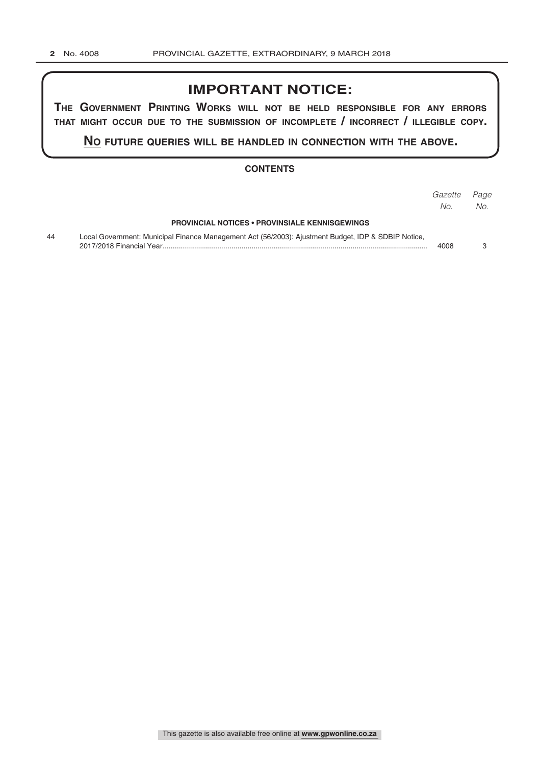# IMPORTANT NOTICE:

**THE GOVERNMENT PRINTING WORKS WILL NOT BE HELD RESPONSIBLE FOR ANY ERRORS THAT MIGHT OCCUR DUE TO THE SUBMISSION OF INCOMPLETE / INCORRECT / ILLEGIBLE COPY.**

**NO FUTURE QUERIES WILL BE HANDLED IN CONNECTION WITH THE ABOVE.**

## CONTENTS

| | | *Gazette No.* | *Page No.* |
|---|---|---|---|
| | **PROVINCIAL NOTICES • PROVINSIALE KENNISGEWINGS** | | |
| 44 | Local Government: Municipal Finance Management Act (56/2003): Ajustment Budget, IDP & SDBIP Notice, 2017/2018 Financial Year | 4008 | 3 |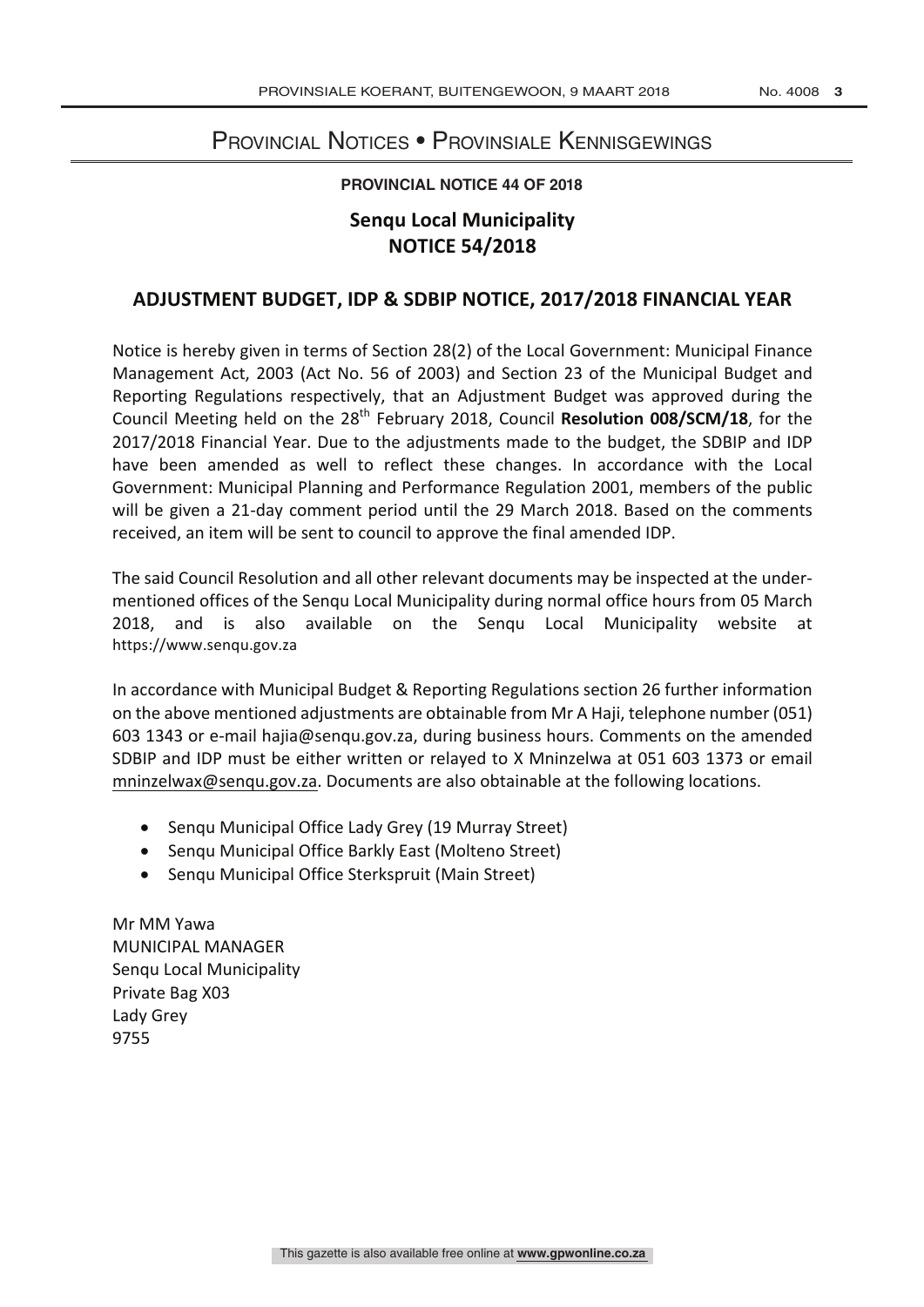# Provincial Notices • Provinsiale Kennisgewings

**PROVINCIAL NOTICE 44 OF 2018**

## Senqu Local Municipality
## NOTICE 54/2018

## ADJUSTMENT BUDGET, IDP & SDBIP NOTICE, 2017/2018 FINANCIAL YEAR

Notice is hereby given in terms of Section 28(2) of the Local Government: Municipal Finance Management Act, 2003 (Act No. 56 of 2003) and Section 23 of the Municipal Budget and Reporting Regulations respectively, that an Adjustment Budget was approved during the Council Meeting held on the 28th February 2018, Council **Resolution 008/SCM/18**, for the 2017/2018 Financial Year. Due to the adjustments made to the budget, the SDBIP and IDP have been amended as well to reflect these changes. In accordance with the Local Government: Municipal Planning and Performance Regulation 2001, members of the public will be given a 21-day comment period until the 29 March 2018. Based on the comments received, an item will be sent to council to approve the final amended IDP.

The said Council Resolution and all other relevant documents may be inspected at the under-mentioned offices of the Senqu Local Municipality during normal office hours from 05 March 2018, and is also available on the Senqu Local Municipality website at https://www.senqu.gov.za

In accordance with Municipal Budget & Reporting Regulations section 26 further information on the above mentioned adjustments are obtainable from Mr A Haji, telephone number (051) 603 1343 or e-mail hajia@senqu.gov.za, during business hours. Comments on the amended SDBIP and IDP must be either written or relayed to X Mninzelwa at 051 603 1373 or email mninzelwax@senqu.gov.za. Documents are also obtainable at the following locations.

- Senqu Municipal Office Lady Grey (19 Murray Street)
- Senqu Municipal Office Barkly East (Molteno Street)
- Senqu Municipal Office Sterkspruit (Main Street)

Mr MM Yawa
MUNICIPAL MANAGER
Senqu Local Municipality
Private Bag X03
Lady Grey
9755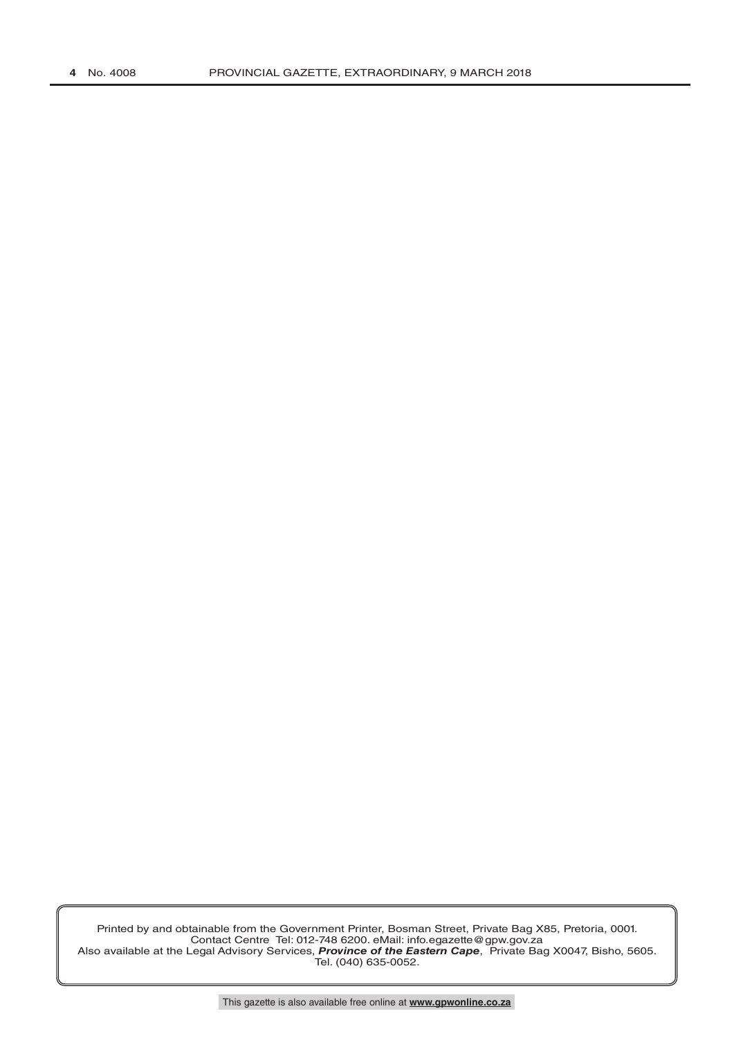Printed by and obtainable from the Government Printer, Bosman Street, Private Bag X85, Pretoria, 0001.
Contact Centre Tel: 012-748 6200. eMail: info.egazette@gpw.gov.za
Also available at the Legal Advisory Services, ***Province of the Eastern Cape***, Private Bag X0047, Bisho, 5605.
Tel. (040) 635-0052.

This gazette is also available free online at **www.gpwonline.co.za**